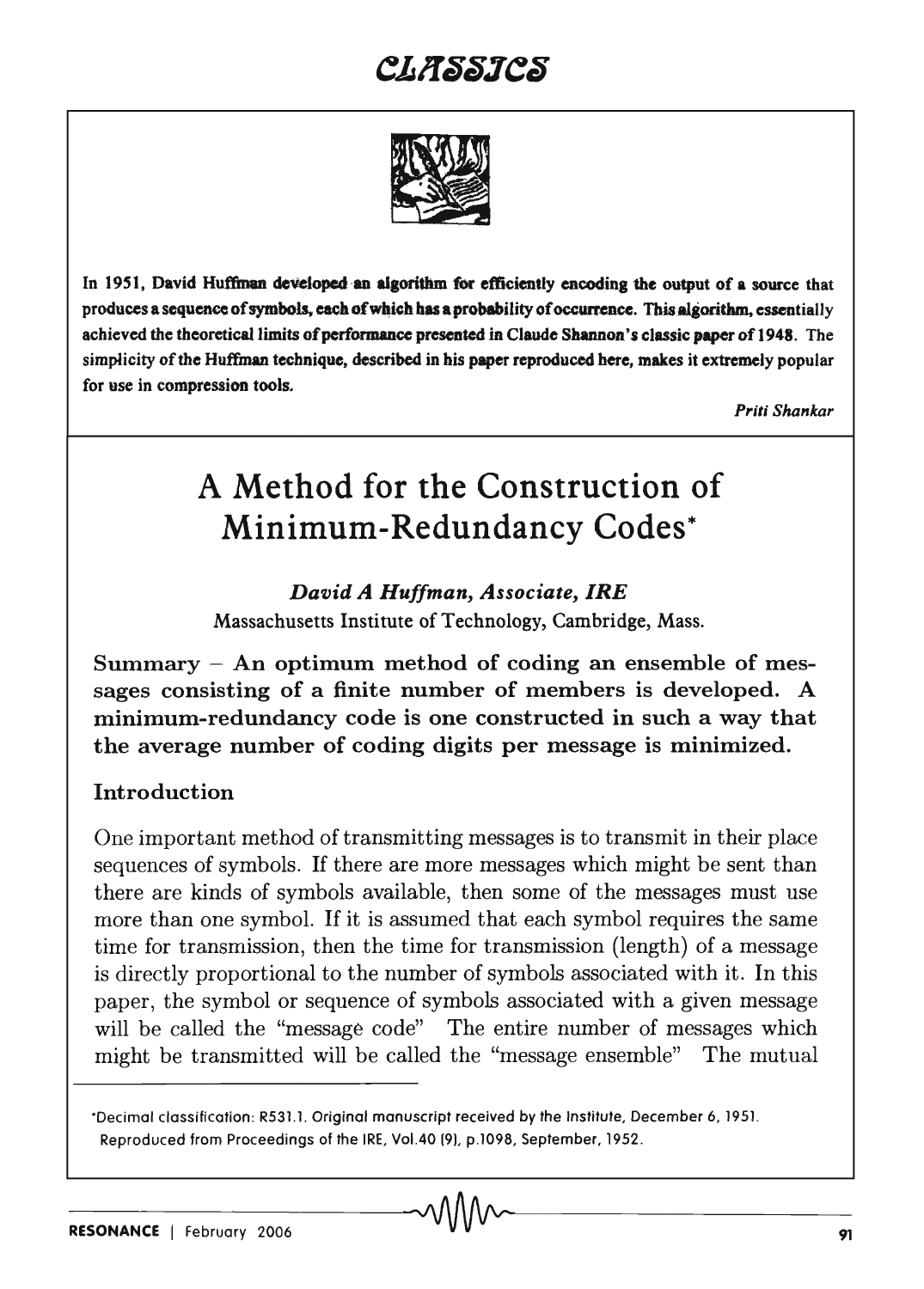In 1951, David Huffman developed an algorithm for efficiently encoding the output of a source that produces a sequence of symbols, each of which has a probability of occurrence. This algorithm, essentially achieved the theoretical limits of performance presented in Claude Shannon's classic paper of 1948. The simplicity of the Huffman technique, described in his paper reproduced here, makes it extremely popular for use in compression tools.

*Priti Shankar*

# A Method for the Construction of Minimum-Redundancy Codes*

***David A Huffman, Associate, IRE***

Massachusetts Institute of Technology, Cambridge, Mass.

**Summary – An optimum method of coding an ensemble of messages consisting of a finite number of members is developed. A minimum-redundancy code is one constructed in such a way that the average number of coding digits per message is minimized.**

## Introduction

One important method of transmitting messages is to transmit in their place sequences of symbols. If there are more messages which might be sent than there are kinds of symbols available, then some of the messages must use more than one symbol. If it is assumed that each symbol requires the same time for transmission, then the time for transmission (length) of a message is directly proportional to the number of symbols associated with it. In this paper, the symbol or sequence of symbols associated with a given message will be called the "message code" The entire number of messages which might be transmitted will be called the "message ensemble" The mutual

*Decimal classification: R531.1. Original manuscript received by the Institute, December 6, 1951. Reproduced from Proceedings of the IRE, Vol.40 (9), p.1098, September, 1952.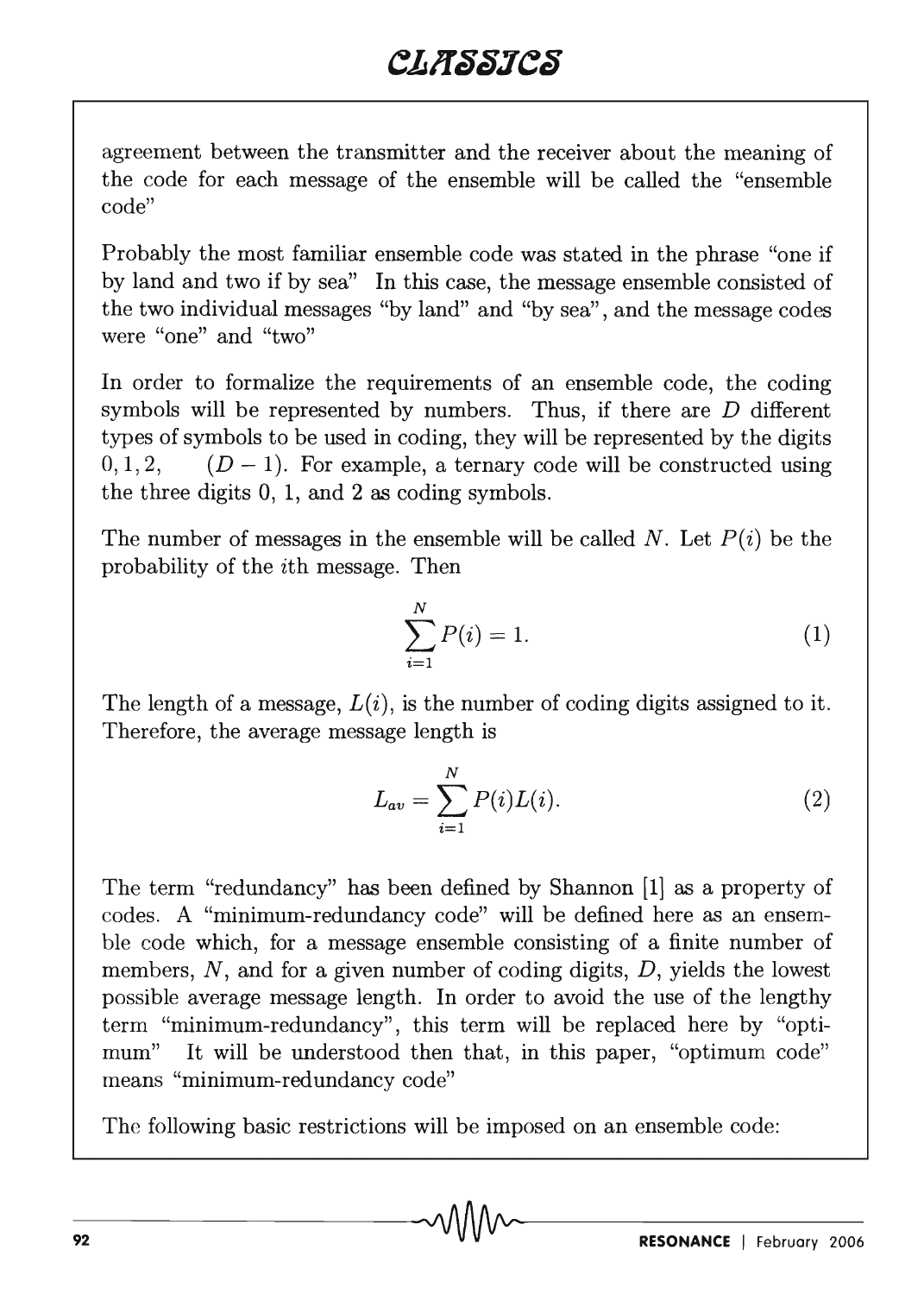agreement between the transmitter and the receiver about the meaning of the code for each message of the ensemble will be called the "ensemble code"

Probably the most familiar ensemble code was stated in the phrase "one if by land and two if by sea" In this case, the message ensemble consisted of the two individual messages "by land" and "by sea", and the message codes were "one" and "two"

In order to formalize the requirements of an ensemble code, the coding symbols will be represented by numbers. Thus, if there are $D$ different types of symbols to be used in coding, they will be represented by the digits $0, 1, 2, \quad (D-1)$. For example, a ternary code will be constructed using the three digits 0, 1, and 2 as coding symbols.

The number of messages in the ensemble will be called $N$. Let $P(i)$ be the probability of the $i$th message. Then

$$\sum_{i=1}^{N} P(i) = 1. \tag{1}$$

The length of a message, $L(i)$, is the number of coding digits assigned to it. Therefore, the average message length is

$$L_{av} = \sum_{i=1}^{N} P(i)L(i). \tag{2}$$

The term "redundancy" has been defined by Shannon [1] as a property of codes. A "minimum-redundancy code" will be defined here as an ensemble code which, for a message ensemble consisting of a finite number of members, $N$, and for a given number of coding digits, $D$, yields the lowest possible average message length. In order to avoid the use of the lengthy term "minimum-redundancy", this term will be replaced here by "optimum" It will be understood then that, in this paper, "optimum code" means "minimum-redundancy code"

The following basic restrictions will be imposed on an ensemble code: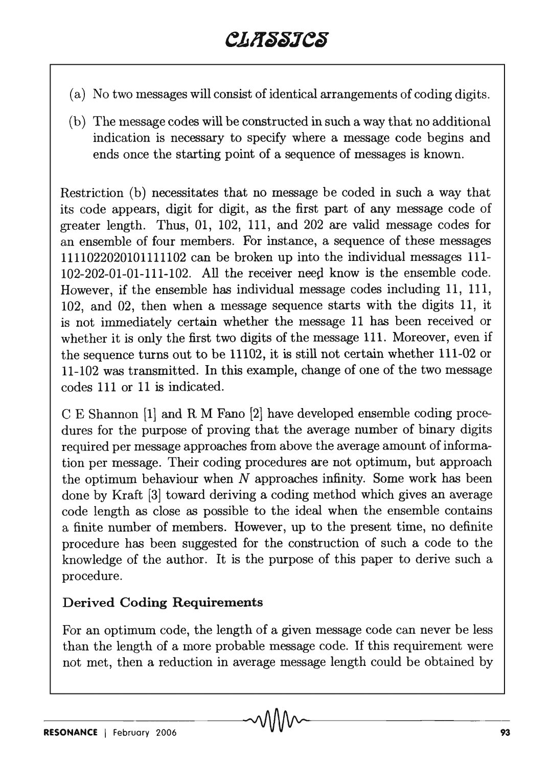(a) No two messages will consist of identical arrangements of coding digits.

(b) The message codes will be constructed in such a way that no additional indication is necessary to specify where a message code begins and ends once the starting point of a sequence of messages is known.

Restriction (b) necessitates that no message be coded in such a way that its code appears, digit for digit, as the first part of any message code of greater length. Thus, 01, 102, 111, and 202 are valid message codes for an ensemble of four members. For instance, a sequence of these messages 1111022020101111102 can be broken up into the individual messages 111-102-202-01-01-111-102. All the receiver need know is the ensemble code. However, if the ensemble has individual message codes including 11, 111, 102, and 02, then when a message sequence starts with the digits 11, it is not immediately certain whether the message 11 has been received or whether it is only the first two digits of the message 111. Moreover, even if the sequence turns out to be 11102, it is still not certain whether 111-02 or 11-102 was transmitted. In this example, change of one of the two message codes 111 or 11 is indicated.

C E Shannon [1] and R M Fano [2] have developed ensemble coding procedures for the purpose of proving that the average number of binary digits required per message approaches from above the average amount of information per message. Their coding procedures are not optimum, but approach the optimum behaviour when $N$ approaches infinity. Some work has been done by Kraft [3] toward deriving a coding method which gives an average code length as close as possible to the ideal when the ensemble contains a finite number of members. However, up to the present time, no definite procedure has been suggested for the construction of such a code to the knowledge of the author. It is the purpose of this paper to derive such a procedure.

### Derived Coding Requirements

For an optimum code, the length of a given message code can never be less than the length of a more probable message code. If this requirement were not met, then a reduction in average message length could be obtained by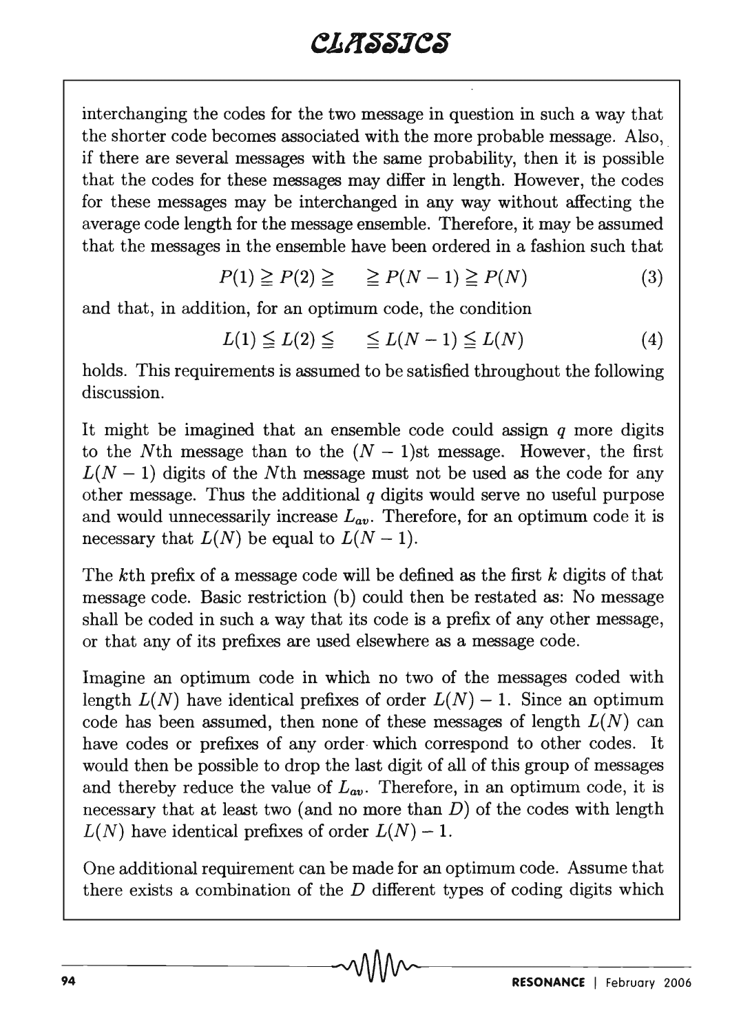interchanging the codes for the two message in question in such a way that the shorter code becomes associated with the more probable message. Also, if there are several messages with the same probability, then it is possible that the codes for these messages may differ in length. However, the codes for these messages may be interchanged in any way without affecting the average code length for the message ensemble. Therefore, it may be assumed that the messages in the ensemble have been ordered in a fashion such that

$$P(1) \geqq P(2) \geqq \quad \geqq P(N-1) \geqq P(N) \tag{3}$$

and that, in addition, for an optimum code, the condition

$$L(1) \leqq L(2) \leqq \quad \leqq L(N-1) \leqq L(N) \tag{4}$$

holds. This requirements is assumed to be satisfied throughout the following discussion.

It might be imagined that an ensemble code could assign $q$ more digits to the $N$th message than to the $(N-1)$st message. However, the first $L(N-1)$ digits of the $N$th message must not be used as the code for any other message. Thus the additional $q$ digits would serve no useful purpose and would unnecessarily increase $L_{av}$. Therefore, for an optimum code it is necessary that $L(N)$ be equal to $L(N-1)$.

The $k$th prefix of a message code will be defined as the first $k$ digits of that message code. Basic restriction (b) could then be restated as: No message shall be coded in such a way that its code is a prefix of any other message, or that any of its prefixes are used elsewhere as a message code.

Imagine an optimum code in which no two of the messages coded with length $L(N)$ have identical prefixes of order $L(N)-1$. Since an optimum code has been assumed, then none of these messages of length $L(N)$ can have codes or prefixes of any order which correspond to other codes. It would then be possible to drop the last digit of all of this group of messages and thereby reduce the value of $L_{av}$. Therefore, in an optimum code, it is necessary that at least two (and no more than $D$) of the codes with length $L(N)$ have identical prefixes of order $L(N)-1$.

One additional requirement can be made for an optimum code. Assume that there exists a combination of the $D$ different types of coding digits which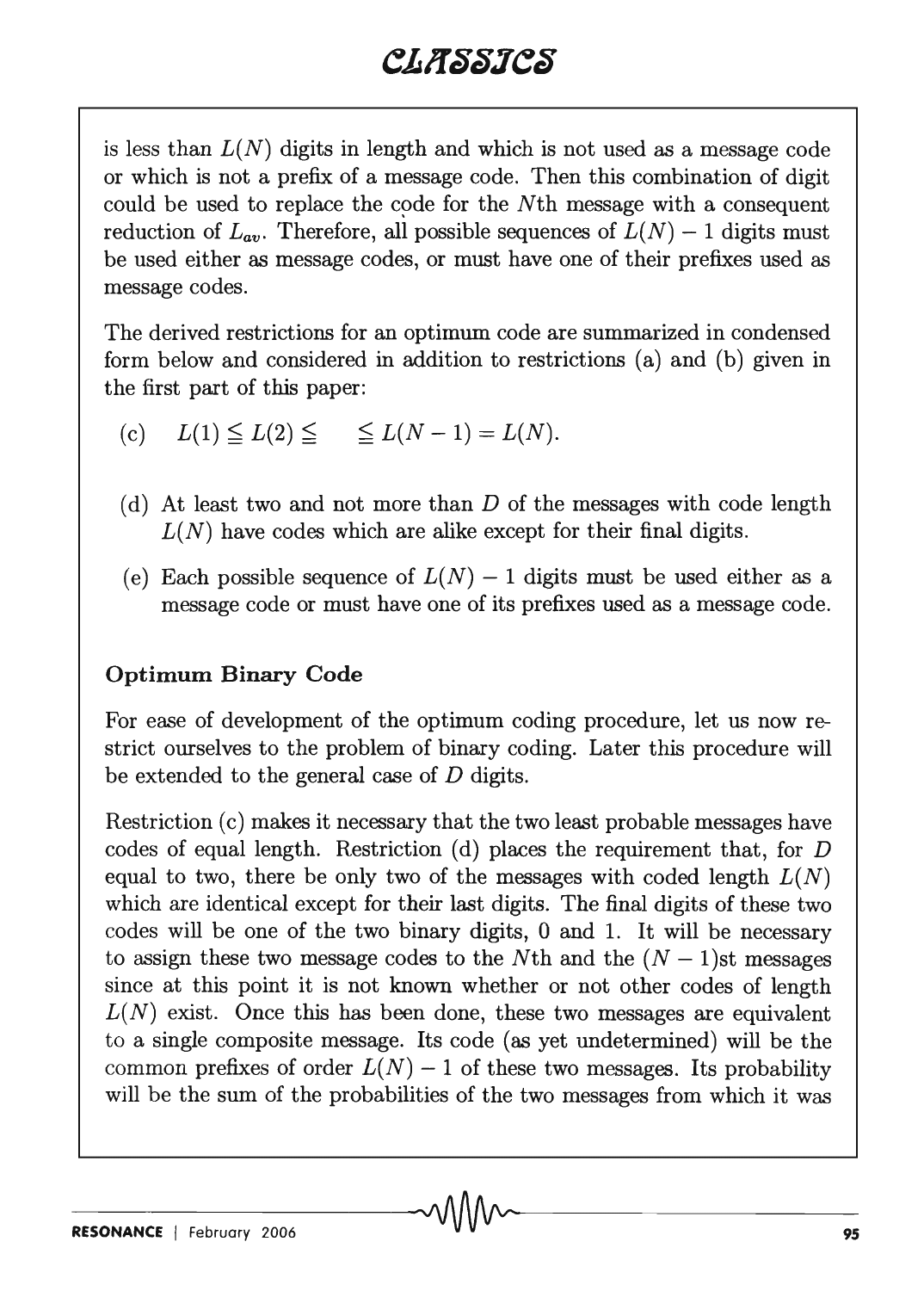is less than $L(N)$ digits in length and which is not used as a message code or which is not a prefix of a message code. Then this combination of digit could be used to replace the code for the $N$th message with a consequent reduction of $L_{av}$. Therefore, all possible sequences of $L(N) - 1$ digits must be used either as message codes, or must have one of their prefixes used as message codes.

The derived restrictions for an optimum code are summarized in condensed form below and considered in addition to restrictions (a) and (b) given in the first part of this paper:

(c) $L(1) \leqq L(2) \leqq \quad \leqq L(N-1) = L(N)$.

(d) At least two and not more than $D$ of the messages with code length $L(N)$ have codes which are alike except for their final digits.

(e) Each possible sequence of $L(N) - 1$ digits must be used either as a message code or must have one of its prefixes used as a message code.

### Optimum Binary Code

For ease of development of the optimum coding procedure, let us now restrict ourselves to the problem of binary coding. Later this procedure will be extended to the general case of $D$ digits.

Restriction (c) makes it necessary that the two least probable messages have codes of equal length. Restriction (d) places the requirement that, for $D$ equal to two, there be only two of the messages with coded length $L(N)$ which are identical except for their last digits. The final digits of these two codes will be one of the two binary digits, 0 and 1. It will be necessary to assign these two message codes to the $N$th and the $(N-1)$st messages since at this point it is not known whether or not other codes of length $L(N)$ exist. Once this has been done, these two messages are equivalent to a single composite message. Its code (as yet undetermined) will be the common prefixes of order $L(N) - 1$ of these two messages. Its probability will be the sum of the probabilities of the two messages from which it was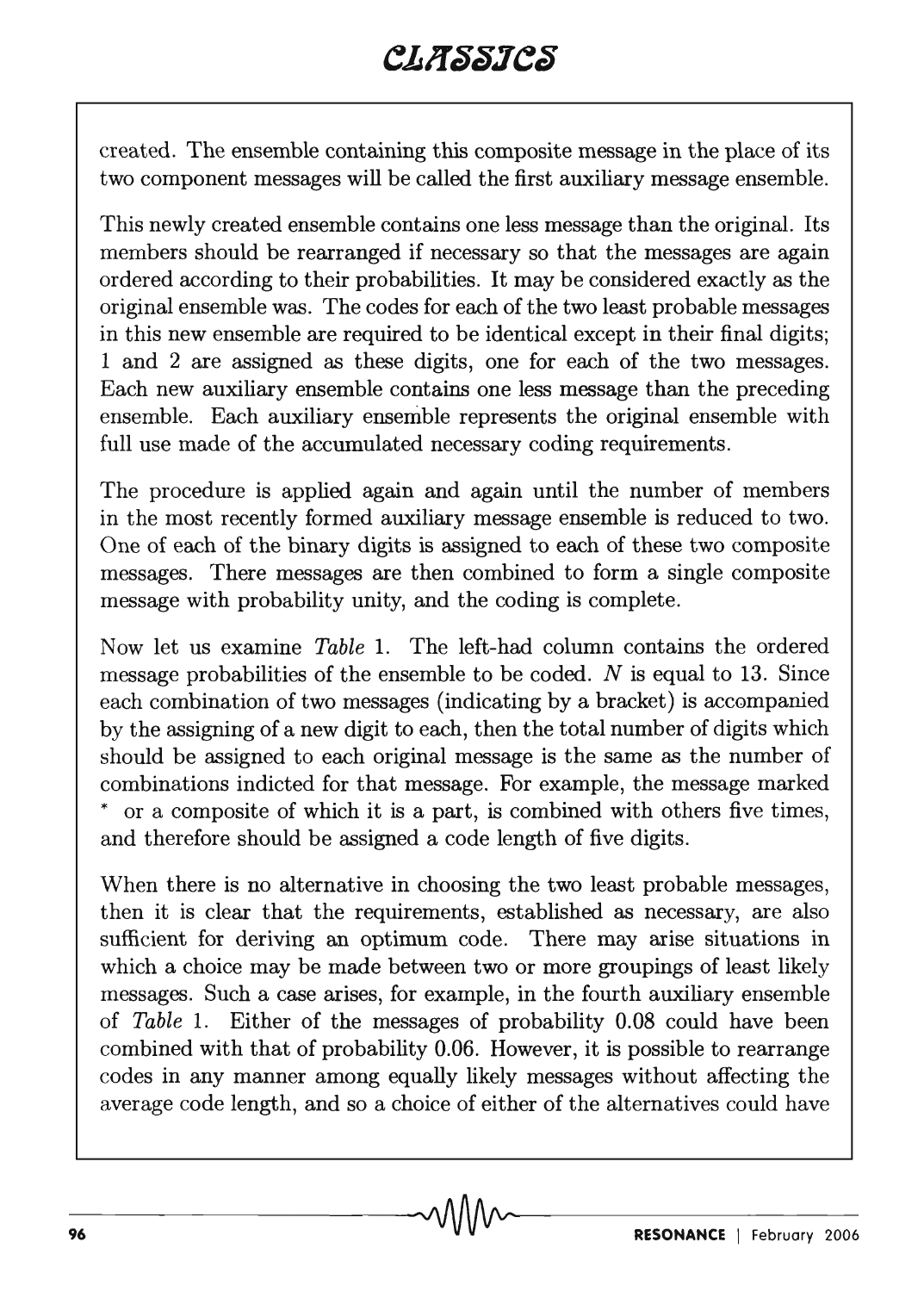created. The ensemble containing this composite message in the place of its two component messages will be called the first auxiliary message ensemble.

This newly created ensemble contains one less message than the original. Its members should be rearranged if necessary so that the messages are again ordered according to their probabilities. It may be considered exactly as the original ensemble was. The codes for each of the two least probable messages in this new ensemble are required to be identical except in their final digits; 1 and 2 are assigned as these digits, one for each of the two messages. Each new auxiliary ensemble contains one less message than the preceding ensemble. Each auxiliary ensemble represents the original ensemble with full use made of the accumulated necessary coding requirements.

The procedure is applied again and again until the number of members in the most recently formed auxiliary message ensemble is reduced to two. One of each of the binary digits is assigned to each of these two composite messages. There messages are then combined to form a single composite message with probability unity, and the coding is complete.

Now let us examine *Table* 1. The left-had column contains the ordered message probabilities of the ensemble to be coded. $N$ is equal to 13. Since each combination of two messages (indicating by a bracket) is accompanied by the assigning of a new digit to each, then the total number of digits which should be assigned to each original message is the same as the number of combinations indicted for that message. For example, the message marked * or a composite of which it is a part, is combined with others five times, and therefore should be assigned a code length of five digits.

When there is no alternative in choosing the two least probable messages, then it is clear that the requirements, established as necessary, are also sufficient for deriving an optimum code. There may arise situations in which a choice may be made between two or more groupings of least likely messages. Such a case arises, for example, in the fourth auxiliary ensemble of *Table* 1. Either of the messages of probability 0.08 could have been combined with that of probability 0.06. However, it is possible to rearrange codes in any manner among equally likely messages without affecting the average code length, and so a choice of either of the alternatives could have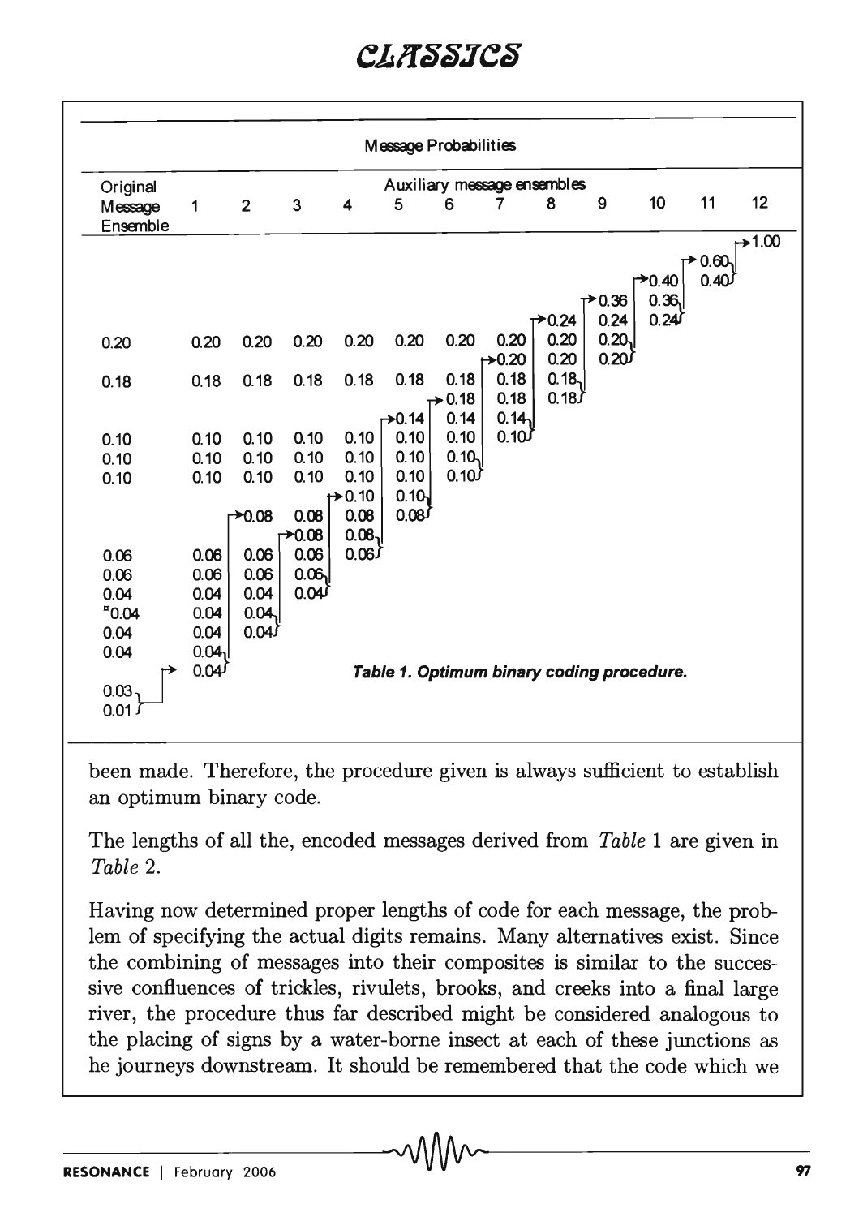**Message Probabilities**

| Original Message Ensemble | Auxiliary message ensembles 1 | 2 | 3 | 4 | 5 | 6 | 7 | 8 | 9 | 10 | 11 | 12 |
|---|---|---|---|---|---|---|---|---|---|---|---|---|
| 0.20 | 0.20 | 0.20 | 0.20 | 0.20 | 0.20 | 0.20 | 0.20 | 0.24 | 0.36 | 0.40 | 0.60 | 1.00 |
| 0.18 | 0.18 | 0.18 | 0.18 | 0.18 | 0.18 | 0.18 | 0.20 | 0.20 | 0.24 | 0.36 | 0.40 | |
| 0.10 | 0.10 | 0.10 | 0.10 | 0.10 | 0.14 | 0.18 | 0.18 | 0.20 | 0.20 | 0.24 | | |
| 0.10 | 0.10 | 0.10 | 0.10 | 0.10 | 0.10 | 0.14 | 0.18 | 0.18 | 0.20 | | | |
| 0.10 | 0.10 | 0.10 | 0.10 | 0.10 | 0.10 | 0.10 | 0.14 | 0.18 | | | | |
| 0.06 | 0.06 | 0.08 | 0.08 | 0.10 | 0.10 | 0.10 | 0.10 | | | | | |
| 0.06 | 0.06 | 0.06 | 0.08 | 0.08 | 0.10 | 0.10 | | | | | | |
| 0.04 | 0.04 | 0.06 | 0.06 | 0.08 | 0.08 | | | | | | | |
| 0.04 | 0.04 | 0.04 | 0.06 | 0.06 | | | | | | | | |
| 0.04 | 0.04 | 0.04 | 0.04 | | | | | | | | | |
| 0.04 | 0.04 | 0.04 | | | | | | | | | | |
| 0.03 | 0.04 | | | | | | | | | | | |
| 0.01 | | | | | | | | | | | | |

*Table 1. Optimum binary coding procedure.*

been made. Therefore, the procedure given is always sufficient to establish an optimum binary code.

The lengths of all the, encoded messages derived from *Table* 1 are given in *Table* 2.

Having now determined proper lengths of code for each message, the problem of specifying the actual digits remains. Many alternatives exist. Since the combining of messages into their composites is similar to the successive confluences of trickles, rivulets, brooks, and creeks into a final large river, the procedure thus far described might be considered analogous to the placing of signs by a water-borne insect at each of these junctions as he journeys downstream. It should be remembered that the code which we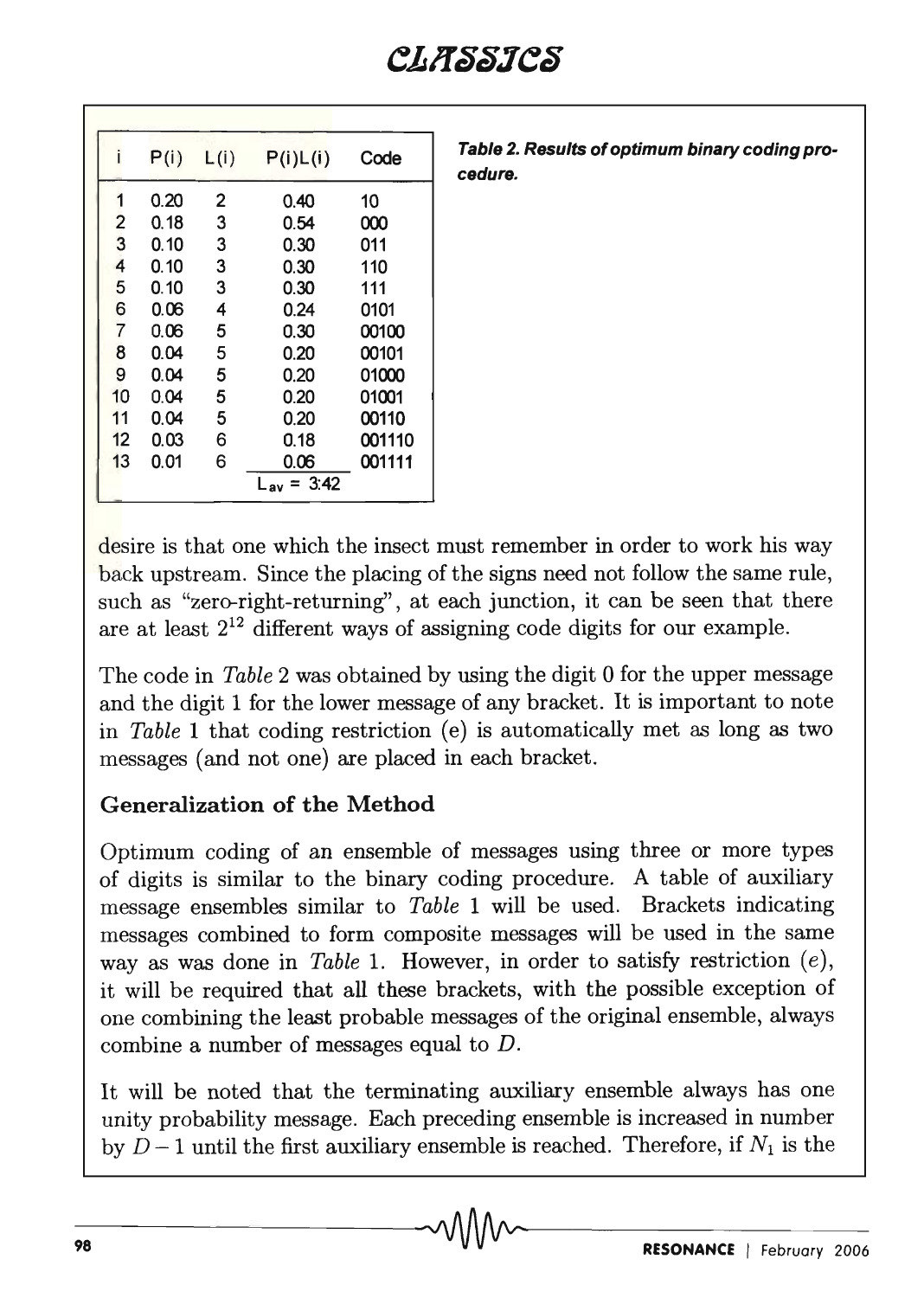| i | P(i) | L(i) | P(i)L(i) | Code |
|---|---|---|---|---|
| 1 | 0.20 | 2 | 0.40 | 10 |
| 2 | 0.18 | 3 | 0.54 | 000 |
| 3 | 0.10 | 3 | 0.30 | 011 |
| 4 | 0.10 | 3 | 0.30 | 110 |
| 5 | 0.10 | 3 | 0.30 | 111 |
| 6 | 0.06 | 4 | 0.24 | 0101 |
| 7 | 0.06 | 5 | 0.30 | 00100 |
| 8 | 0.04 | 5 | 0.20 | 00101 |
| 9 | 0.04 | 5 | 0.20 | 01000 |
| 10 | 0.04 | 5 | 0.20 | 01001 |
| 11 | 0.04 | 5 | 0.20 | 00110 |
| 12 | 0.03 | 6 | 0.18 | 001110 |
| 13 | 0.01 | 6 | 0.06 | 001111 |
| | | | $L_{av}$ = 3.42 | |

***Table 2. Results of optimum binary coding procedure.***

desire is that one which the insect must remember in order to work his way back upstream. Since the placing of the signs need not follow the same rule, such as "zero-right-returning", at each junction, it can be seen that there are at least $2^{12}$ different ways of assigning code digits for our example.

The code in *Table* 2 was obtained by using the digit 0 for the upper message and the digit 1 for the lower message of any bracket. It is important to note in *Table* 1 that coding restriction (e) is automatically met as long as two messages (and not one) are placed in each bracket.

### Generalization of the Method

Optimum coding of an ensemble of messages using three or more types of digits is similar to the binary coding procedure. A table of auxiliary message ensembles similar to *Table* 1 will be used. Brackets indicating messages combined to form composite messages will be used in the same way as was done in *Table* 1. However, in order to satisfy restriction $(e)$, it will be required that all these brackets, with the possible exception of one combining the least probable messages of the original ensemble, always combine a number of messages equal to $D$.

It will be noted that the terminating auxiliary ensemble always has one unity probability message. Each preceding ensemble is increased in number by $D-1$ until the first auxiliary ensemble is reached. Therefore, if $N_1$ is the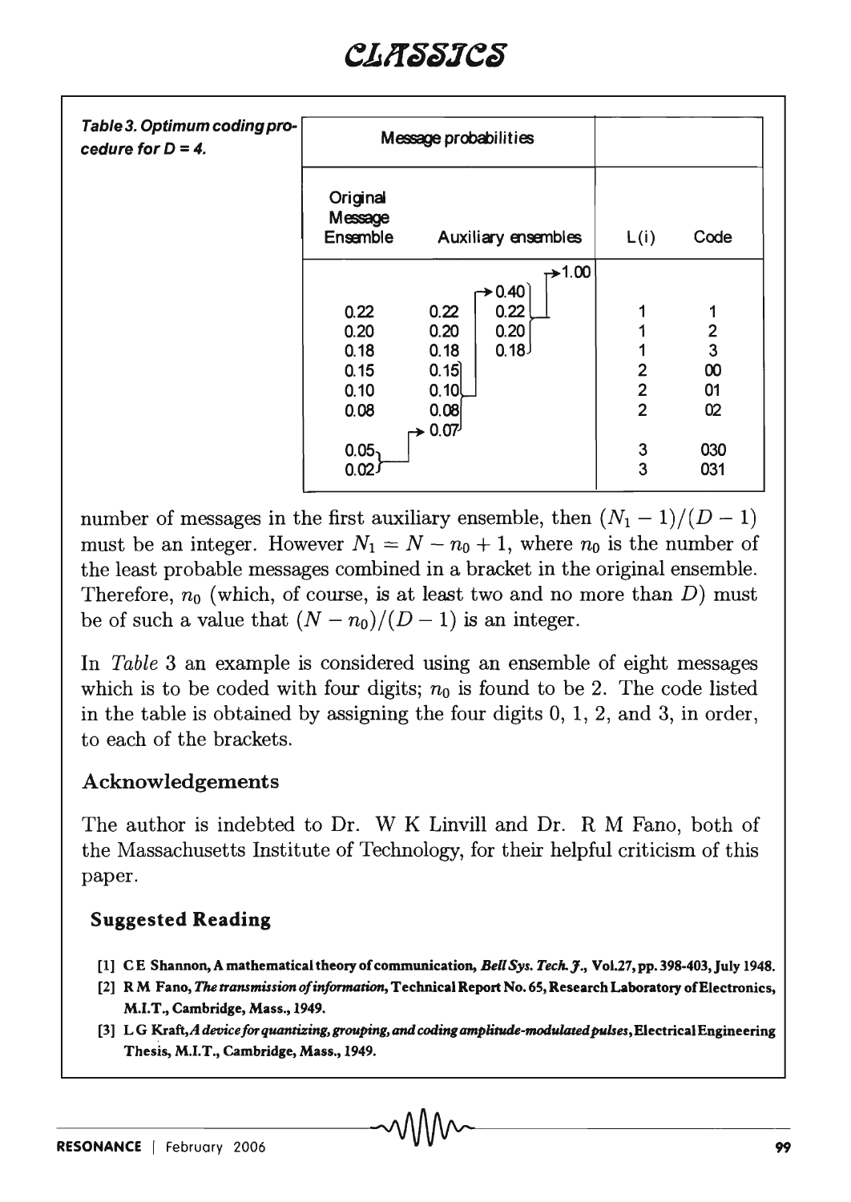Table 3. Optimum coding procedure for D = 4.

| Message probabilities | | | | |
|---|---|---|---|---|
| Original Message Ensemble | Auxiliary ensembles | | L(i) | Code |
| | | 1.00 | | |
| | | 0.40 | | |
| 0.22 | 0.22 | 0.22 | 1 | 1 |
| 0.20 | 0.20 | 0.20 | 1 | 2 |
| 0.18 | 0.18 | 0.18 | 1 | 3 |
| 0.15 | 0.15 | | 2 | 00 |
| 0.10 | 0.10 | | 2 | 01 |
| 0.08 | 0.08 | | 2 | 02 |
| | 0.07 | | | |
| 0.05 | | | 3 | 030 |
| 0.02 | | | 3 | 031 |

number of messages in the first auxiliary ensemble, then $(N_1 - 1)/(D - 1)$ must be an integer. However $N_1 = N - n_0 + 1$, where $n_0$ is the number of the least probable messages combined in a bracket in the original ensemble. Therefore, $n_0$ (which, of course, is at least two and no more than $D$) must be of such a value that $(N - n_0)/(D - 1)$ is an integer.

In *Table* 3 an example is considered using an ensemble of eight messages which is to be coded with four digits; $n_0$ is found to be 2. The code listed in the table is obtained by assigning the four digits 0, 1, 2, and 3, in order, to each of the brackets.

## Acknowledgements

The author is indebted to Dr. W K Linvill and Dr. R M Fano, both of the Massachusetts Institute of Technology, for their helpful criticism of this paper.

## Suggested Reading

[1] C E Shannon, A mathematical theory of communication, *Bell Sys. Tech. J.*, Vol.27, pp. 398-403, July 1948.

[2] R M Fano, *The transmission of information*, Technical Report No. 65, Research Laboratory of Electronics, M.I.T., Cambridge, Mass., 1949.

[3] L G Kraft, *A device for quantizing, grouping, and coding amplitude-modulated pulses*, Electrical Engineering Thesis, M.I.T., Cambridge, Mass., 1949.